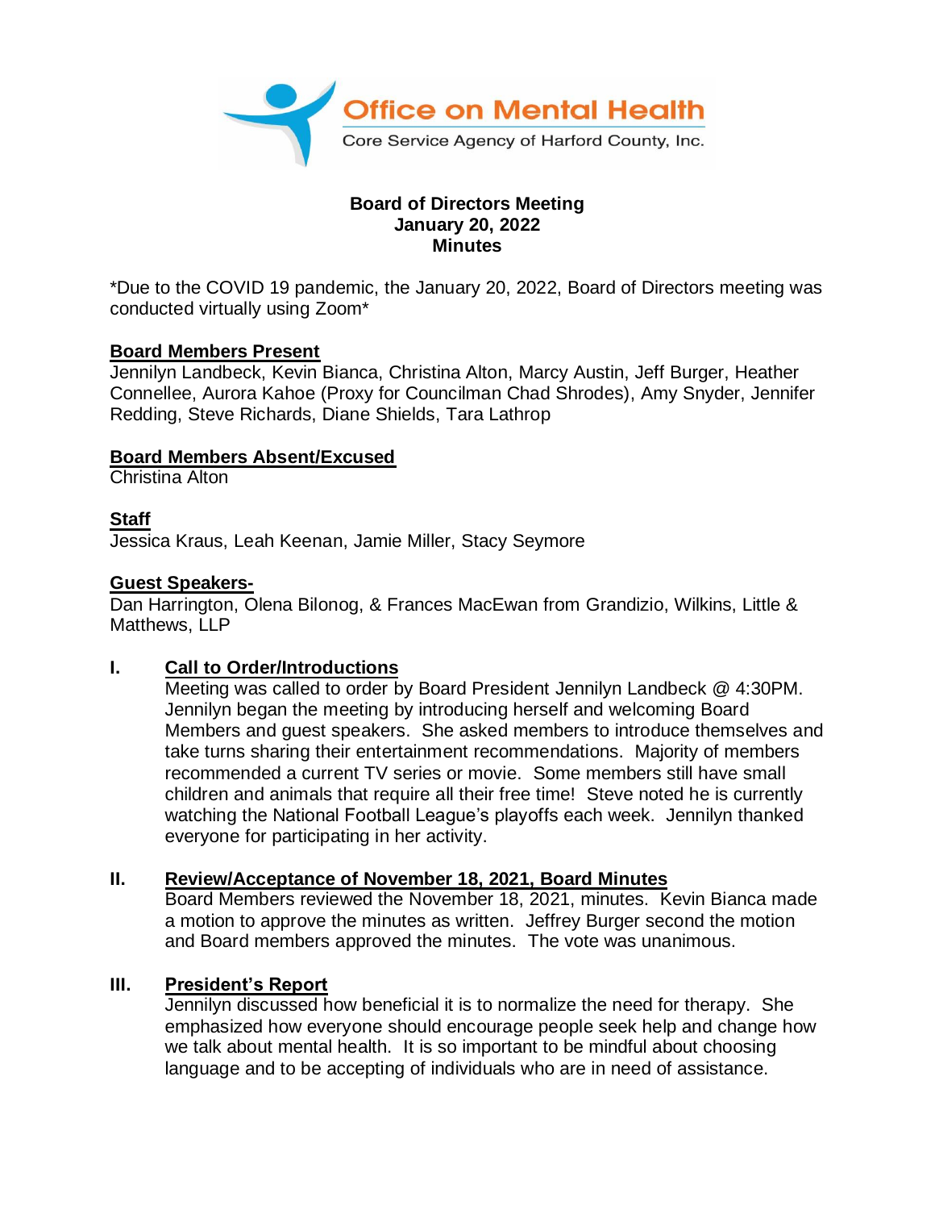Office on Mental Health

Core Service Agency of Harford County, Inc.

**Board of Directors Meeting**
**January 20, 2022**
**Minutes**

*Due to the COVID 19 pandemic, the January 20, 2022, Board of Directors meeting was conducted virtually using Zoom*

**Board Members Present**

Jennilyn Landbeck, Kevin Bianca, Christina Alton, Marcy Austin, Jeff Burger, Heather Connellee, Aurora Kahoe (Proxy for Councilman Chad Shrodes), Amy Snyder, Jennifer Redding, Steve Richards, Diane Shields, Tara Lathrop

**Board Members Absent/Excused**

Christina Alton

**Staff**

Jessica Kraus, Leah Keenan, Jamie Miller, Stacy Seymore

**Guest Speakers-**

Dan Harrington, Olena Bilonog, & Frances MacEwan from Grandizio, Wilkins, Little & Matthews, LLP

## I. Call to Order/Introductions

Meeting was called to order by Board President Jennilyn Landbeck @ 4:30PM. Jennilyn began the meeting by introducing herself and welcoming Board Members and guest speakers. She asked members to introduce themselves and take turns sharing their entertainment recommendations. Majority of members recommended a current TV series or movie. Some members still have small children and animals that require all their free time! Steve noted he is currently watching the National Football League's playoffs each week. Jennilyn thanked everyone for participating in her activity.

## II. Review/Acceptance of November 18, 2021, Board Minutes

Board Members reviewed the November 18, 2021, minutes. Kevin Bianca made a motion to approve the minutes as written. Jeffrey Burger second the motion and Board members approved the minutes. The vote was unanimous.

## III. President's Report

Jennilyn discussed how beneficial it is to normalize the need for therapy. She emphasized how everyone should encourage people seek help and change how we talk about mental health. It is so important to be mindful about choosing language and to be accepting of individuals who are in need of assistance.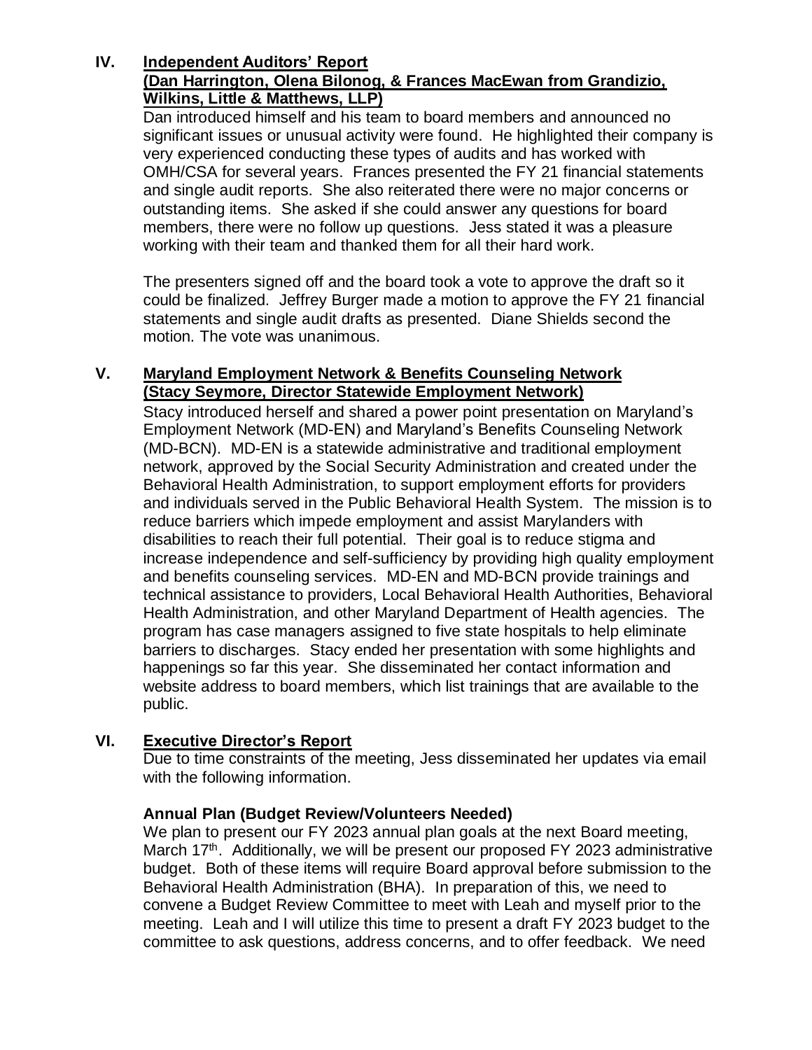## IV. Independent Auditors' Report

**(Dan Harrington, Olena Bilonog, & Frances MacEwan from Grandizio, Wilkins, Little & Matthews, LLP)**

Dan introduced himself and his team to board members and announced no significant issues or unusual activity were found. He highlighted their company is very experienced conducting these types of audits and has worked with OMH/CSA for several years. Frances presented the FY 21 financial statements and single audit reports. She also reiterated there were no major concerns or outstanding items. She asked if she could answer any questions for board members, there were no follow up questions. Jess stated it was a pleasure working with their team and thanked them for all their hard work.

The presenters signed off and the board took a vote to approve the draft so it could be finalized. Jeffrey Burger made a motion to approve the FY 21 financial statements and single audit drafts as presented. Diane Shields second the motion. The vote was unanimous.

## V. Maryland Employment Network & Benefits Counseling Network

**(Stacy Seymore, Director Statewide Employment Network)**

Stacy introduced herself and shared a power point presentation on Maryland's Employment Network (MD-EN) and Maryland's Benefits Counseling Network (MD-BCN). MD-EN is a statewide administrative and traditional employment network, approved by the Social Security Administration and created under the Behavioral Health Administration, to support employment efforts for providers and individuals served in the Public Behavioral Health System. The mission is to reduce barriers which impede employment and assist Marylanders with disabilities to reach their full potential. Their goal is to reduce stigma and increase independence and self-sufficiency by providing high quality employment and benefits counseling services. MD-EN and MD-BCN provide trainings and technical assistance to providers, Local Behavioral Health Authorities, Behavioral Health Administration, and other Maryland Department of Health agencies. The program has case managers assigned to five state hospitals to help eliminate barriers to discharges. Stacy ended her presentation with some highlights and happenings so far this year. She disseminated her contact information and website address to board members, which list trainings that are available to the public.

## VI. Executive Director's Report

Due to time constraints of the meeting, Jess disseminated her updates via email with the following information.

### Annual Plan (Budget Review/Volunteers Needed)

We plan to present our FY 2023 annual plan goals at the next Board meeting, March 17th. Additionally, we will be present our proposed FY 2023 administrative budget. Both of these items will require Board approval before submission to the Behavioral Health Administration (BHA). In preparation of this, we need to convene a Budget Review Committee to meet with Leah and myself prior to the meeting. Leah and I will utilize this time to present a draft FY 2023 budget to the committee to ask questions, address concerns, and to offer feedback. We need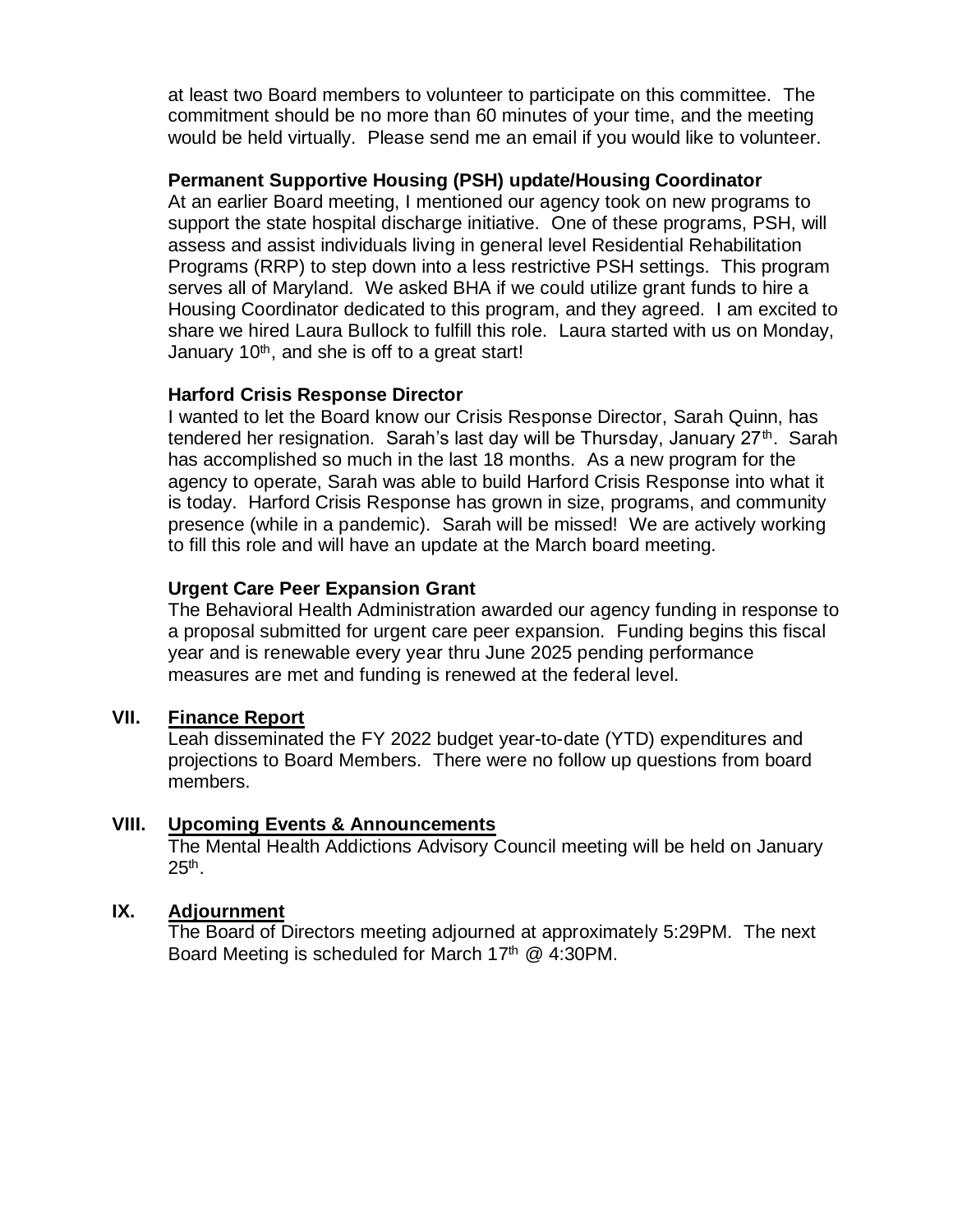at least two Board members to volunteer to participate on this committee. The commitment should be no more than 60 minutes of your time, and the meeting would be held virtually. Please send me an email if you would like to volunteer.

**Permanent Supportive Housing (PSH) update/Housing Coordinator**

At an earlier Board meeting, I mentioned our agency took on new programs to support the state hospital discharge initiative. One of these programs, PSH, will assess and assist individuals living in general level Residential Rehabilitation Programs (RRP) to step down into a less restrictive PSH settings. This program serves all of Maryland. We asked BHA if we could utilize grant funds to hire a Housing Coordinator dedicated to this program, and they agreed. I am excited to share we hired Laura Bullock to fulfill this role. Laura started with us on Monday, January 10th, and she is off to a great start!

**Harford Crisis Response Director**

I wanted to let the Board know our Crisis Response Director, Sarah Quinn, has tendered her resignation. Sarah's last day will be Thursday, January 27th. Sarah has accomplished so much in the last 18 months. As a new program for the agency to operate, Sarah was able to build Harford Crisis Response into what it is today. Harford Crisis Response has grown in size, programs, and community presence (while in a pandemic). Sarah will be missed! We are actively working to fill this role and will have an update at the March board meeting.

**Urgent Care Peer Expansion Grant**

The Behavioral Health Administration awarded our agency funding in response to a proposal submitted for urgent care peer expansion. Funding begins this fiscal year and is renewable every year thru June 2025 pending performance measures are met and funding is renewed at the federal level.

## VII. Finance Report

Leah disseminated the FY 2022 budget year-to-date (YTD) expenditures and projections to Board Members. There were no follow up questions from board members.

## VIII. Upcoming Events & Announcements

The Mental Health Addictions Advisory Council meeting will be held on January 25th.

## IX. Adjournment

The Board of Directors meeting adjourned at approximately 5:29PM. The next Board Meeting is scheduled for March 17th @ 4:30PM.